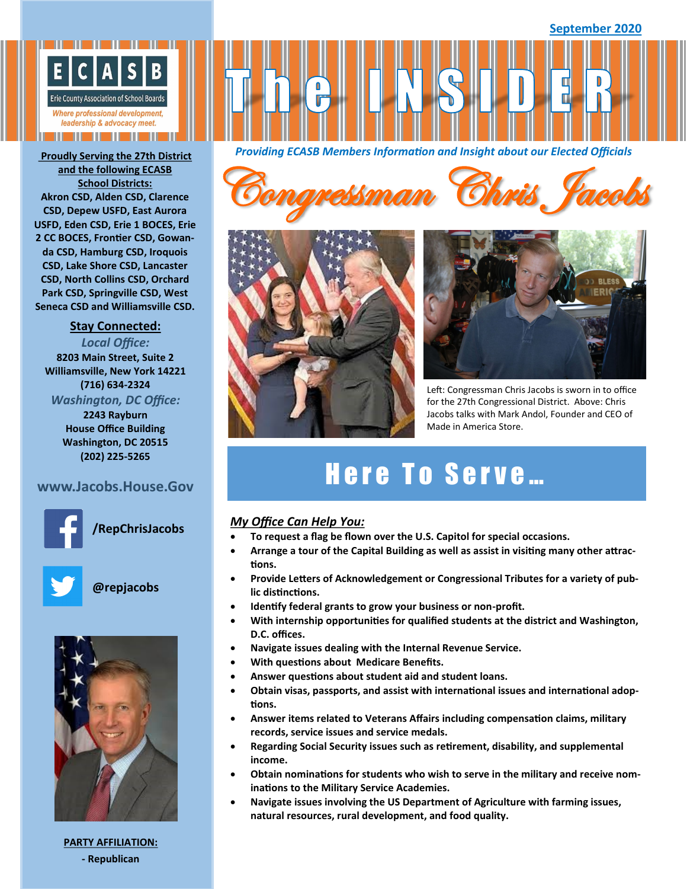September 2020

# The INSIDER

ECASB — Erie County Association of School Boards

*Where professional development, leadership & advocacy meet.*

***Providing ECASB Members Information and Insight about our Elected Officials***

# Congressman Chris Jacobs

Left: Congressman Chris Jacobs is sworn in to office for the 27th Congressional District. Above: Chris Jacobs talks with Mark Andol, Founder and CEO of Made in America Store.

## Here To Serve…

***My Office Can Help You:***

- To request a flag be flown over the U.S. Capitol for special occasions.
- Arrange a tour of the Capital Building as well as assist in visiting many other attractions.
- Provide Letters of Acknowledgement or Congressional Tributes for a variety of public distinctions.
- Identify federal grants to grow your business or non-profit.
- With internship opportunities for qualified students at the district and Washington, D.C. offices.
- Navigate issues dealing with the Internal Revenue Service.
- With questions about Medicare Benefits.
- Answer questions about student aid and student loans.
- Obtain visas, passports, and assist with international issues and international adoptions.
- Answer items related to Veterans Affairs including compensation claims, military records, service issues and service medals.
- Regarding Social Security issues such as retirement, disability, and supplemental income.
- Obtain nominations for students who wish to serve in the military and receive nominations to the Military Service Academies.
- Navigate issues involving the US Department of Agriculture with farming issues, natural resources, rural development, and food quality.

**Proudly Serving the 27th District and the following ECASB School Districts:**

**Akron CSD, Alden CSD, Clarence CSD, Depew USFD, East Aurora USFD, Eden CSD, Erie 1 BOCES, Erie 2 CC BOCES, Frontier CSD, Gowanda CSD, Hamburg CSD, Iroquois CSD, Lake Shore CSD, Lancaster CSD, North Collins CSD, Orchard Park CSD, Springville CSD, West Seneca CSD and Williamsville CSD.**

**Stay Connected:**

*Local Office:*

**8203 Main Street, Suite 2**
**Williamsville, New York 14221**
**(716) 634-2324**

*Washington, DC Office:*

**2243 Rayburn**
**House Office Building**
**Washington, DC 20515**
**(202) 225-5265**

**www.Jacobs.House.Gov**

**/RepChrisJacobs**

**@repjacobs**

**PARTY AFFILIATION:**
**- Republican**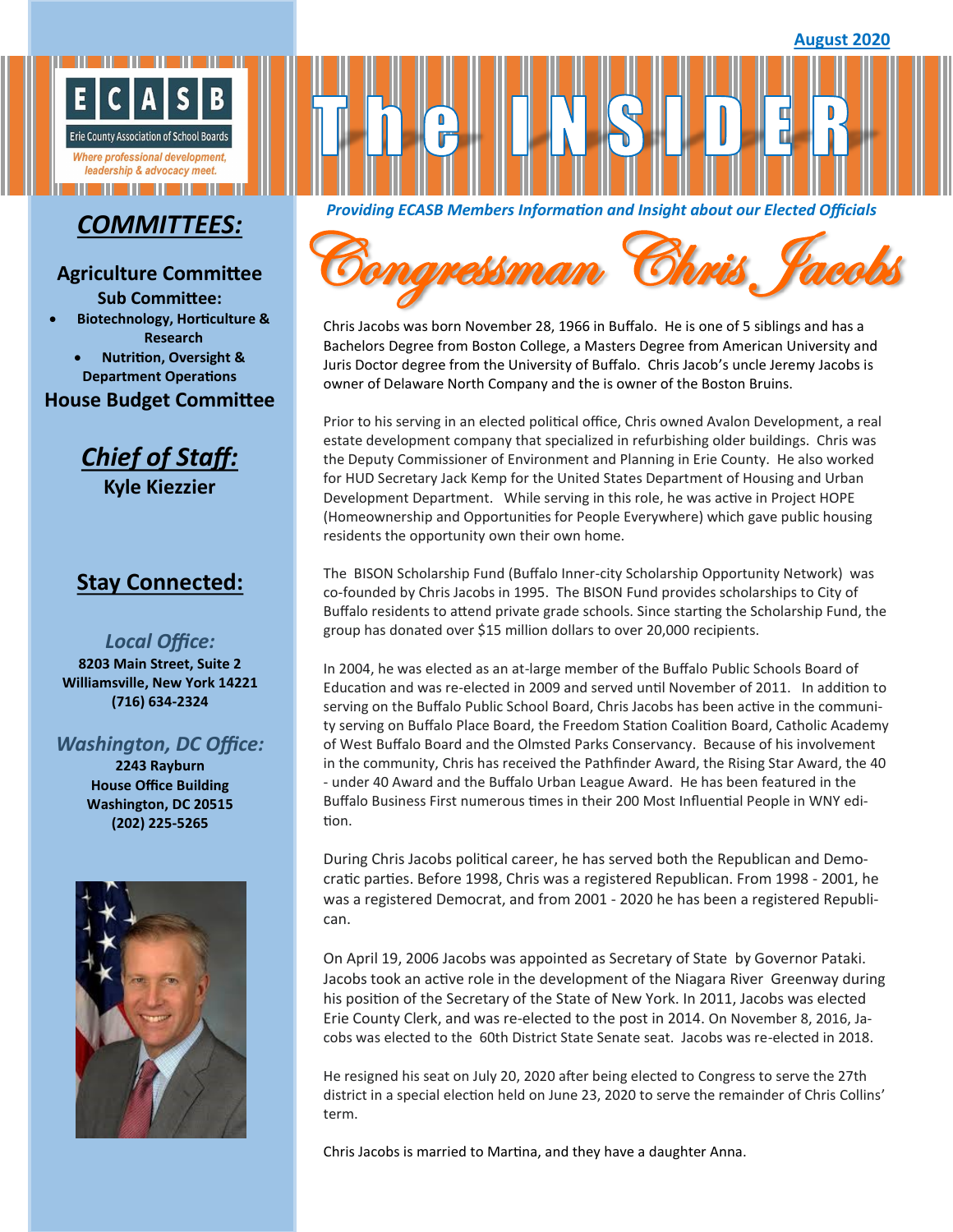August 2020

ECASB
Erie County Association of School Boards
*Where professional development, leadership & advocacy meet.*

# The INSIDER

***Providing ECASB Members Information and Insight about our Elected Officials***

## COMMITTEES:

**Agriculture Committee**
**Sub Committee:**

- **Biotechnology, Horticulture & Research**
- **Nutrition, Oversight & Department Operations**

**House Budget Committee**

## *Chief of Staff:*

**Kyle Kiezzier**

## Stay Connected:

### *Local Office:*

**8203 Main Street, Suite 2**
**Williamsville, New York 14221**
**(716) 634-2324**

### *Washington, DC Office:*

**2243 Rayburn**
**House Office Building**
**Washington, DC 20515**
**(202) 225-5265**

# Congressman Chris Jacobs

Chris Jacobs was born November 28, 1966 in Buffalo. He is one of 5 siblings and has a Bachelors Degree from Boston College, a Masters Degree from American University and Juris Doctor degree from the University of Buffalo. Chris Jacob's uncle Jeremy Jacobs is owner of Delaware North Company and the is owner of the Boston Bruins.

Prior to his serving in an elected political office, Chris owned Avalon Development, a real estate development company that specialized in refurbishing older buildings. Chris was the Deputy Commissioner of Environment and Planning in Erie County. He also worked for HUD Secretary Jack Kemp for the United States Department of Housing and Urban Development Department. While serving in this role, he was active in Project HOPE (Homeownership and Opportunities for People Everywhere) which gave public housing residents the opportunity own their own home.

The BISON Scholarship Fund (Buffalo Inner-city Scholarship Opportunity Network) was co-founded by Chris Jacobs in 1995. The BISON Fund provides scholarships to City of Buffalo residents to attend private grade schools. Since starting the Scholarship Fund, the group has donated over $15 million dollars to over 20,000 recipients.

In 2004, he was elected as an at-large member of the Buffalo Public Schools Board of Education and was re-elected in 2009 and served until November of 2011. In addition to serving on the Buffalo Public School Board, Chris Jacobs has been active in the community serving on Buffalo Place Board, the Freedom Station Coalition Board, Catholic Academy of West Buffalo Board and the Olmsted Parks Conservancy. Because of his involvement in the community, Chris has received the Pathfinder Award, the Rising Star Award, the 40 - under 40 Award and the Buffalo Urban League Award. He has been featured in the Buffalo Business First numerous times in their 200 Most Influential People in WNY edition.

During Chris Jacobs political career, he has served both the Republican and Democratic parties. Before 1998, Chris was a registered Republican. From 1998 - 2001, he was a registered Democrat, and from 2001 - 2020 he has been a registered Republican.

On April 19, 2006 Jacobs was appointed as Secretary of State by Governor Pataki. Jacobs took an active role in the development of the Niagara River Greenway during his position of the Secretary of the State of New York. In 2011, Jacobs was elected Erie County Clerk, and was re-elected to the post in 2014. On November 8, 2016, Jacobs was elected to the 60th District State Senate seat. Jacobs was re-elected in 2018.

He resigned his seat on July 20, 2020 after being elected to Congress to serve the 27th district in a special election held on June 23, 2020 to serve the remainder of Chris Collins' term.

Chris Jacobs is married to Martina, and they have a daughter Anna.